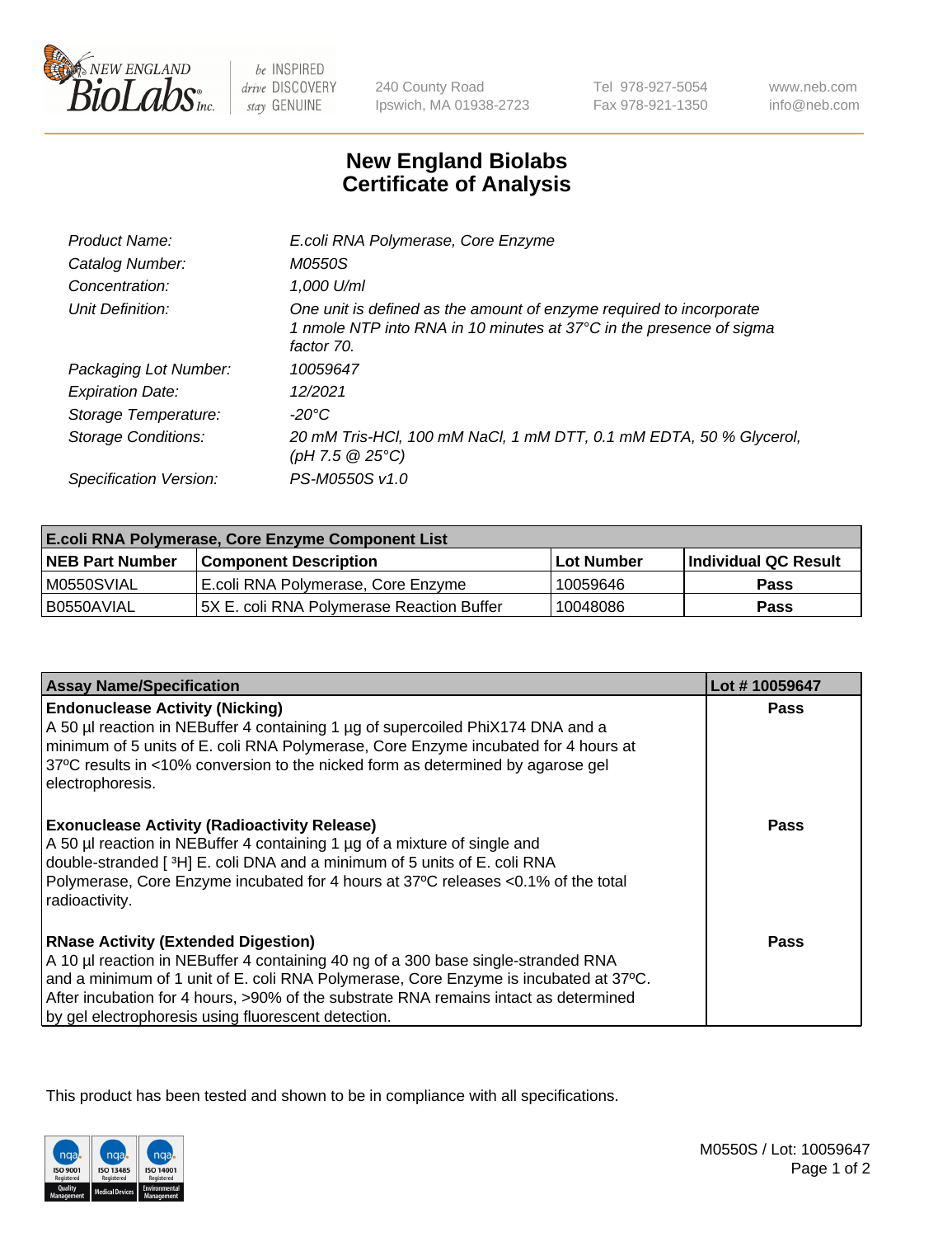NEW ENGLAND BioLabs Inc. — be INSPIRED drive DISCOVERY stay GENUINE

240 County Road
Ipswich, MA 01938-2723

Tel 978-927-5054
Fax 978-921-1350

www.neb.com
info@neb.com

# New England Biolabs
# Certificate of Analysis

| | |
|---|---|
| Product Name: | *E.coli RNA Polymerase, Core Enzyme* |
| Catalog Number: | *M0550S* |
| Concentration: | *1,000 U/ml* |
| Unit Definition: | *One unit is defined as the amount of enzyme required to incorporate 1 nmole NTP into RNA in 10 minutes at 37°C in the presence of sigma factor 70.* |
| Packaging Lot Number: | *10059647* |
| Expiration Date: | *12/2021* |
| Storage Temperature: | *-20°C* |
| Storage Conditions: | *20 mM Tris-HCl, 100 mM NaCl, 1 mM DTT, 0.1 mM EDTA, 50 % Glycerol, (pH 7.5 @ 25°C)* |
| Specification Version: | *PS-M0550S v1.0* |

| E.coli RNA Polymerase, Core Enzyme Component List | | | |
|---|---|---|---|
| **NEB Part Number** | **Component Description** | **Lot Number** | **Individual QC Result** |
| M0550SVIAL | E.coli RNA Polymerase, Core Enzyme | 10059646 | Pass |
| B0550AVIAL | 5X E. coli RNA Polymerase Reaction Buffer | 10048086 | Pass |

| Assay Name/Specification | Lot # 10059647 |
|---|---|
| **Endonuclease Activity (Nicking)**<br>A 50 µl reaction in NEBuffer 4 containing 1 µg of supercoiled PhiX174 DNA and a minimum of 5 units of E. coli RNA Polymerase, Core Enzyme incubated for 4 hours at 37ºC results in <10% conversion to the nicked form as determined by agarose gel electrophoresis. | Pass |
| **Exonuclease Activity (Radioactivity Release)**<br>A 50 µl reaction in NEBuffer 4 containing 1 µg of a mixture of single and double-stranded [ $^3$H] E. coli DNA and a minimum of 5 units of E. coli RNA Polymerase, Core Enzyme incubated for 4 hours at 37ºC releases <0.1% of the total radioactivity. | Pass |
| **RNase Activity (Extended Digestion)**<br>A 10 µl reaction in NEBuffer 4 containing 40 ng of a 300 base single-stranded RNA and a minimum of 1 unit of E. coli RNA Polymerase, Core Enzyme is incubated at 37ºC. After incubation for 4 hours, >90% of the substrate RNA remains intact as determined by gel electrophoresis using fluorescent detection. | Pass |

This product has been tested and shown to be in compliance with all specifications.

M0550S / Lot: 10059647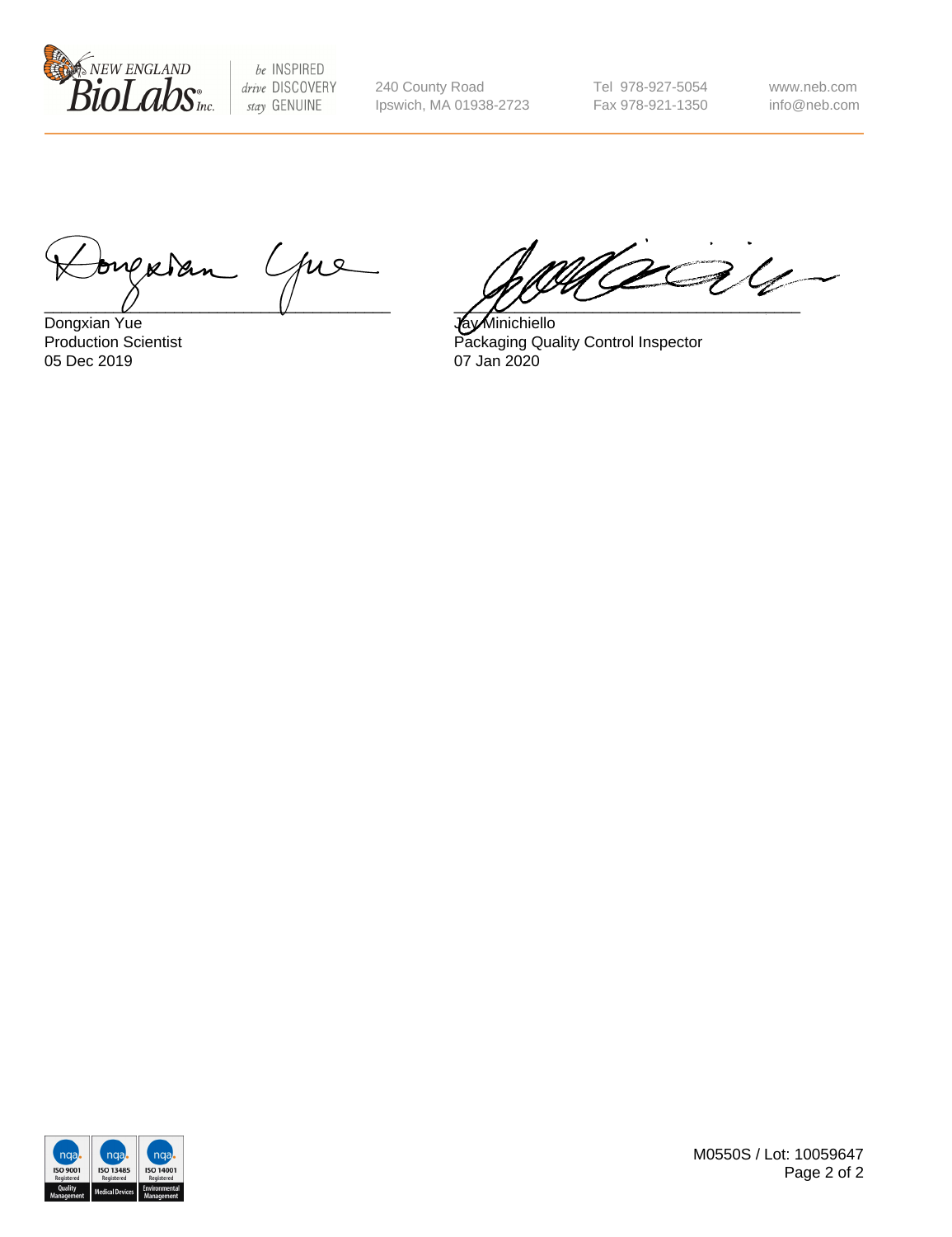Dongxian Yue
Production Scientist
05 Dec 2019

Jay Minichiello
Packaging Quality Control Inspector
07 Jan 2020

M0550S / Lot: 10059647